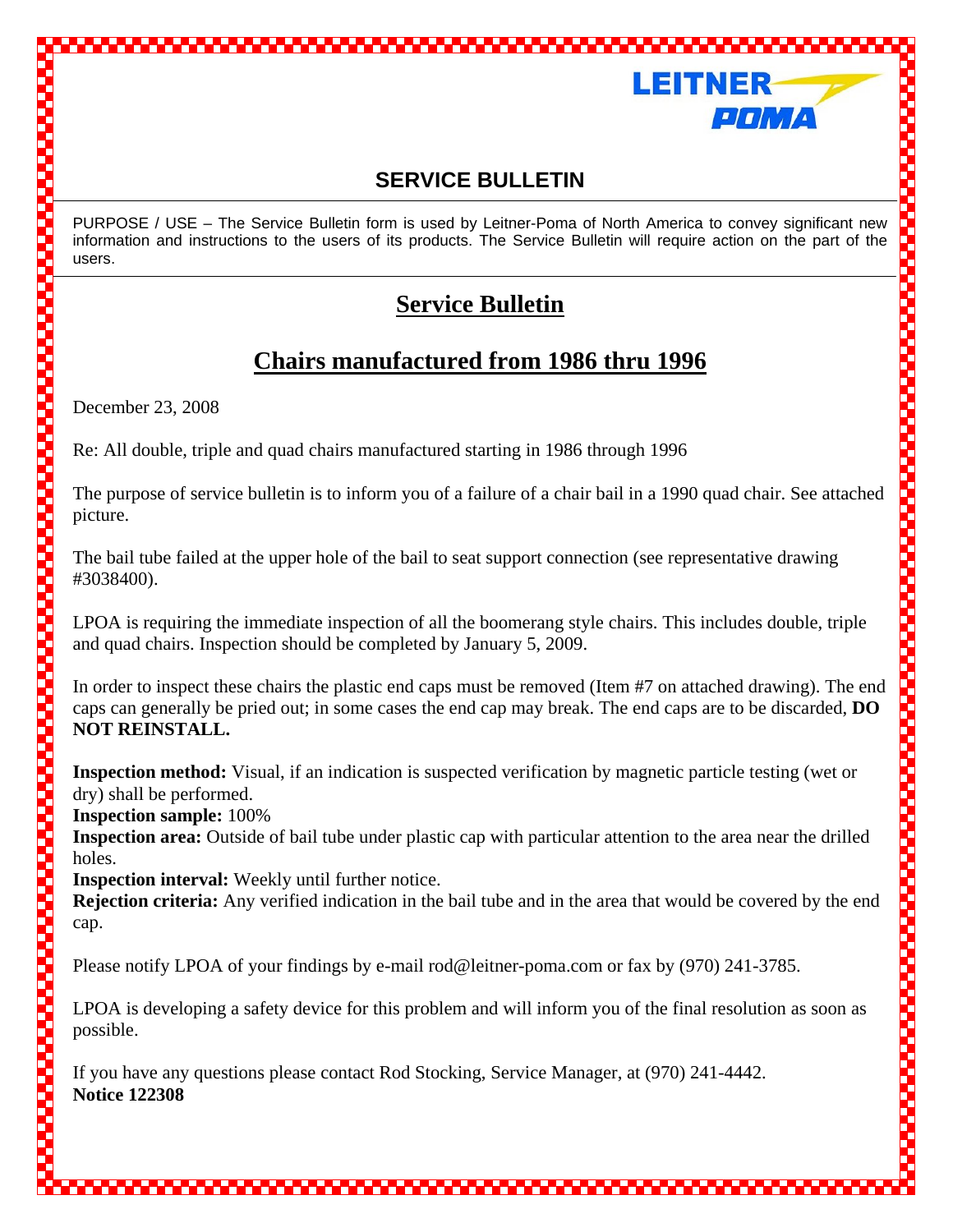LEITNER POMA

## SERVICE BULLETIN

PURPOSE / USE – The Service Bulletin form is used by Leitner-Poma of North America to convey significant new information and instructions to the users of its products. The Service Bulletin will require action on the part of the users.

# Service Bulletin

# Chairs manufactured from 1986 thru 1996

December 23, 2008

Re: All double, triple and quad chairs manufactured starting in 1986 through 1996

The purpose of service bulletin is to inform you of a failure of a chair bail in a 1990 quad chair. See attached picture.

The bail tube failed at the upper hole of the bail to seat support connection (see representative drawing #3038400).

LPOA is requiring the immediate inspection of all the boomerang style chairs. This includes double, triple and quad chairs. Inspection should be completed by January 5, 2009.

In order to inspect these chairs the plastic end caps must be removed (Item #7 on attached drawing). The end caps can generally be pried out; in some cases the end cap may break. The end caps are to be discarded, **DO NOT REINSTALL.**

**Inspection method:** Visual, if an indication is suspected verification by magnetic particle testing (wet or dry) shall be performed.
**Inspection sample:** 100%
**Inspection area:** Outside of bail tube under plastic cap with particular attention to the area near the drilled holes.
**Inspection interval:** Weekly until further notice.
**Rejection criteria:** Any verified indication in the bail tube and in the area that would be covered by the end cap.

Please notify LPOA of your findings by e-mail rod@leitner-poma.com or fax by (970) 241-3785.

LPOA is developing a safety device for this problem and will inform you of the final resolution as soon as possible.

If you have any questions please contact Rod Stocking, Service Manager, at (970) 241-4442.
**Notice 122308**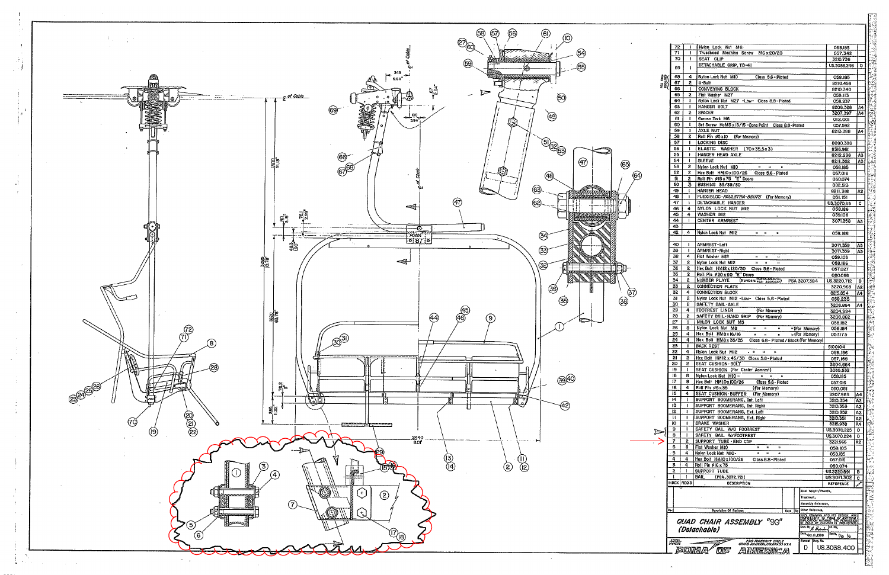| INDEX | REQ'D | DESCRIPTION | REFERENCE | |
|---|---|---|---|---|
| 72 | 1 | Nylon Lock Nut M6 | 058.183 | |
| 71 | 1 | Trusshead Machine Screw M6 x 20/20 | 057.342 | |
| 70 | 1 | SEAT CLIP | 3210.736 | |
| 69 | 1 | DETACHABLE GRIP, TB-41 | US.3038.246 | D |
| 68 | 4 | Nylon Lock Nut M10 Class 5.6 - Plated | 058.185 | |
| 67 | 2 | U-Bolt | 8210.458 | |
| 66 | 1 | CONVEYING BLOCK | 8210.340 | |
| 65 | 2 | Flat Washer M27 | 059.113 | |
| 64 | 1 | Nylon Lock Nut M27 - Low - Class 8.8 - Plated | 058.237 | |
| 63 | 1 | HANGER BOLT | 8206.326 | A4 |
| 62 | 2 | SPACER | 3207.397 | A4 |
| 61 | 1 | Grease Zerk M6 | 012.001 | |
| 60 | 1 | Set Screw HcM5 x 15/15 - Cone Point Class 8.8 - Plated | 057.592 | |
| 59 | 1 | AXLE NUT | 8213.398 | A4 |
| 58 | 2 | Roll Pin Ø5 x 10 (For Memory) | | |
| 57 | 1 | LOCKING DISC | 8090.396 | |
| 56 | 1 | ELASTIC WASHER (70 x 35,5 x 3) | 8316.961 | |
| 55 | 1 | HANGER HEAD AXLE | 8212.236 | A3 |
| 54 | 1 | SLEEVE | 8211.362 | A3 |
| 53 | 2 | Nylon Lock Nut M10 " " " | 058.185 | |
| 52 | 2 | Hex Bolt HM10 x 100/26 Class 5.6 - Plated | 057.016 | |
| 51 | 2 | Roll Pin Ø16 x 75 "E" Dacro | 060.074 | |
| 50 | 3 | BUSHING 35/39/30 | 092.513 | |
| 49 | 1 | HANGER HEAD | 8211.318 | A2 |
| 48 | 1 | FLEXIBLOC - PAULSTRA - 861175 (For Memory) | 051.151 | |
| 47 | 1 | DETACHABLE HANGER | US.3070.118 | C |
| 46 | 4 | NYLON LOCK NUT M12 | 058.186 | |
| 45 | 4 | WASHER M12 | 059.106 | |
| 44 | 1 | CENTER ARMREST | 3071.358 | A3 |
| 43 | | | | |
| 42 | 4 | Nylon Lock Nut M12 " " " | 058.186 | |
| 40 | 1 | ARMREST - Left | 3071.359 | A3 |
| 39 | 1 | ARMREST - Right | 3071.359 | A3 |
| 38 | 4 | Flat Washer M12 " " " | 059.106 | |
| 37 | 2 | Nylon Lock Nut M12 " " " | 058.186 | |
| 36 | 2 | Hex Bolt HM12 x 120/30 Class 5.6 - Plated | 057.027 | |
| 35 | 2 | Roll Pin Ø20 x 90 "E" Dacro | 060.068 | |
| 34 | 2 | NUMBER PLATE (Numbers POA US3220.713 / PSA 3220.637) PSA 3207.384 | US.3220.712 | B |
| 33 | 2 | CONNECTION PLATE | 3220.968 | A2 |
| 32 | 4 | CONNECTION BLOCK | 8215.854 | A4 |
| 31 | 2 | Nylon Lock Nut M12 - Low - Class 5.6 - Plated | 058.235 | |
| 30 | 2 | SAFETY BAIL - AXLE | 3206.864 | A4 |
| 29 | 4 | FOOTREST LINER (For Memory) | 3204.994 | |
| 28 | 2 | SAFETY BAIL - HAND GRIP (For Memory) | 3206.862 | |
| 27 | 1 | NYLON LOCK NUT M5 | 058.182 | |
| 26 | 8 | Nylon Lock Nut M8 " " " " (For Memory) | 058.184 | |
| 25 | 4 | Hex Bolt HM8 x 16/16 " " " " (For Memory) | 057.173 | |
| 24 | 4 | Hex Bolt HM8 x 35/25 Class 6.8 - Plated / Block (For Memory) | | |
| 23 | 1 | BACK REST | 3100104 | |
| 22 | 4 | Nylon Lock Nut M12 - " " " | 058.186 | |
| 21 | 2 | Hex Bolt HM12 x 45/30 Class 5.6 - Plated | 057.165 | |
| 20 | 2 | SEAT CUSHION - BOLT | 3204.664 | |
| 19 | 1 | SEAT CUSHION (For Center Armrest) | 3036.532 | |
| 18 | 8 | Nylon Lock Nut M10 - " " " | 058.185 | |
| 17 | 8 | Hex Bolt HM10 x 100/26 Class 5.6 - Plated | 057.016 | |
| 16 | 4 | Roll Pin Ø5 x 35 (For Memory) | 060.081 | |
| 15 | 4 | SEAT CUSHION - BUFFER (For Memory) | 3207.965 | A4 |
| 14 | 1 | SUPPORT BOOMERANG, Int. Left | 3210.354 | A2 |
| 13 | 1 | SUPPORT BOOMERANG, Int. Right | 3210.353 | A2 |
| 12 | 1 | SUPPORT BOOMERANG, Ext. Left | 3210.352 | A2 |
| 11 | 1 | SUPPORT BOOMERANG, Ext. Right | 3210.351 | A2 |
| 10 | 1 | BRAKE WASHER | 8215.938 | A4 |
| 9 | 1 | SAFETY BAIL W/O FOOTREST | US.3070.225 | D |
| 8 | 1 | SAFETY BAIL W/FOOTREST | US.3070.224 | D |
| 7 | 2 | SUPPORT TUBE - END CAP | 3221.966 | A2 |
| 6 | 8 | Flat Washer M10 " " " | 059.105 | |
| 5 | 4 | Nylon Lock Nut M10 - " " " | 058.185 | |
| 4 | 4 | Hex Bolt HM10 x 100/26 Class 8.8 - Plated | 057.016 | |
| 3 | 4 | Roll Pin Ø16 x 75 | 060.074 | |
| 2 | 1 | SUPPORT TUBE | US.3220.891 | B |
| 1 | 1 | BAIL (PSA 3072.721) | US.3071.302 | C |

Total Weight/Pounds,

Treatment,

Assembly Reference,

Other Reference,

THIS DRAWING AND ITS DESIGN ARE PROPERTY OF POMA OF AMERICA. DUPLICATION WITHOUT THE PERMISSION OF POMA OF AMERICA IS PROHIBITED.

Date: Oct. 11, 1988 Scale: 1/10 1/2

# QUAD CHAIR ASSEMBLY "90" (Detachable)

2510 FORESIGHT CIRCLE GRAND JUNCTION, COLORADO USA

POMA OF AMERICA

Format: D Dwg. No.: US.3038.400

E of Cable

E of Chair

1300 51.18"

3285 10.78'

1620 63.78"

285 11.22"

2440 8.01'

245 9.64"

67 2.64"

100 3.94"

80 3.15"

76 2.99"

48.3 1.90"

76.2 3"

POMA 87